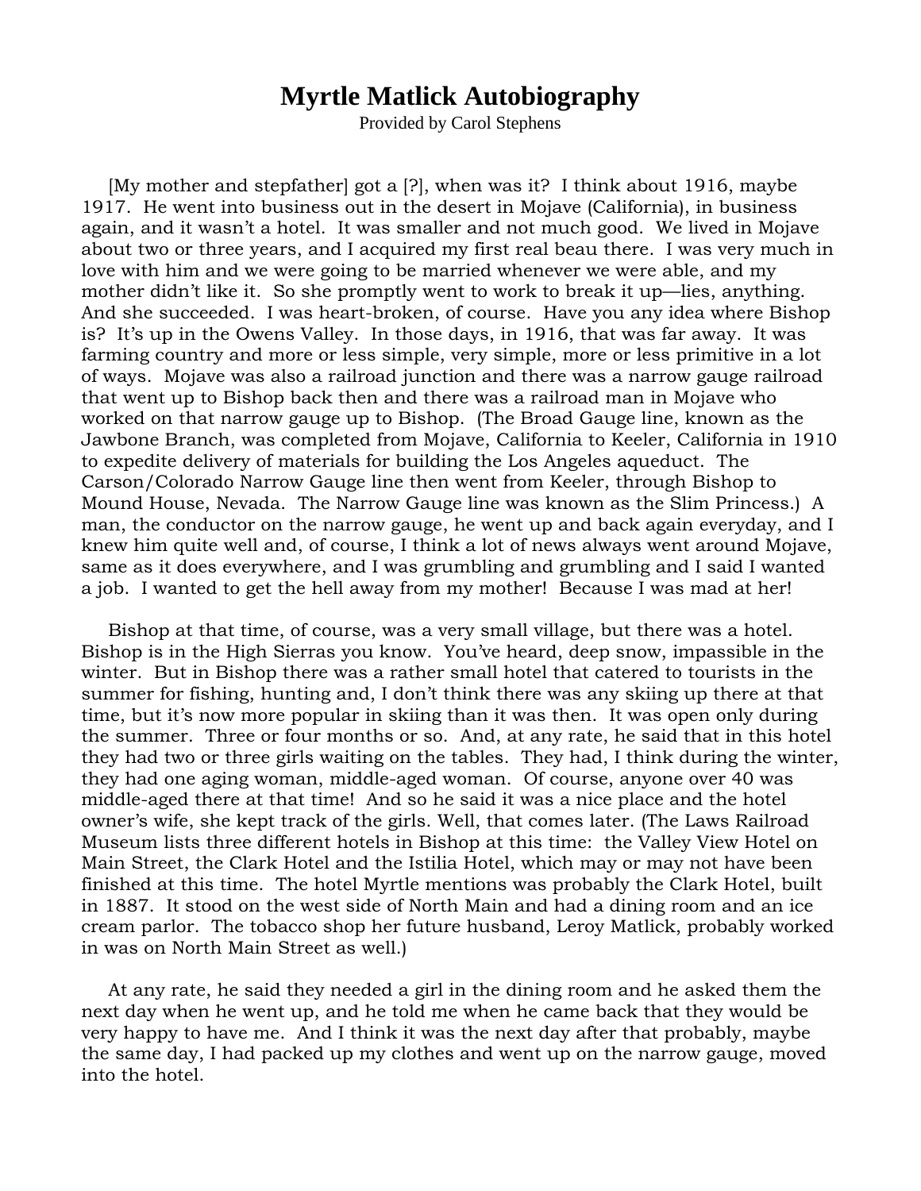# Myrtle Matlick Autobiography

Provided by Carol Stephens

[My mother and stepfather] got a [?], when was it? I think about 1916, maybe 1917. He went into business out in the desert in Mojave (California), in business again, and it wasn't a hotel. It was smaller and not much good. We lived in Mojave about two or three years, and I acquired my first real beau there. I was very much in love with him and we were going to be married whenever we were able, and my mother didn't like it. So she promptly went to work to break it up—lies, anything. And she succeeded. I was heart-broken, of course. Have you any idea where Bishop is? It's up in the Owens Valley. In those days, in 1916, that was far away. It was farming country and more or less simple, very simple, more or less primitive in a lot of ways. Mojave was also a railroad junction and there was a narrow gauge railroad that went up to Bishop back then and there was a railroad man in Mojave who worked on that narrow gauge up to Bishop. (The Broad Gauge line, known as the Jawbone Branch, was completed from Mojave, California to Keeler, California in 1910 to expedite delivery of materials for building the Los Angeles aqueduct. The Carson/Colorado Narrow Gauge line then went from Keeler, through Bishop to Mound House, Nevada. The Narrow Gauge line was known as the Slim Princess.) A man, the conductor on the narrow gauge, he went up and back again everyday, and I knew him quite well and, of course, I think a lot of news always went around Mojave, same as it does everywhere, and I was grumbling and grumbling and I said I wanted a job. I wanted to get the hell away from my mother! Because I was mad at her!

Bishop at that time, of course, was a very small village, but there was a hotel. Bishop is in the High Sierras you know. You've heard, deep snow, impassible in the winter. But in Bishop there was a rather small hotel that catered to tourists in the summer for fishing, hunting and, I don't think there was any skiing up there at that time, but it's now more popular in skiing than it was then. It was open only during the summer. Three or four months or so. And, at any rate, he said that in this hotel they had two or three girls waiting on the tables. They had, I think during the winter, they had one aging woman, middle-aged woman. Of course, anyone over 40 was middle-aged there at that time! And so he said it was a nice place and the hotel owner's wife, she kept track of the girls. Well, that comes later. (The Laws Railroad Museum lists three different hotels in Bishop at this time: the Valley View Hotel on Main Street, the Clark Hotel and the Istilia Hotel, which may or may not have been finished at this time. The hotel Myrtle mentions was probably the Clark Hotel, built in 1887. It stood on the west side of North Main and had a dining room and an ice cream parlor. The tobacco shop her future husband, Leroy Matlick, probably worked in was on North Main Street as well.)

At any rate, he said they needed a girl in the dining room and he asked them the next day when he went up, and he told me when he came back that they would be very happy to have me. And I think it was the next day after that probably, maybe the same day, I had packed up my clothes and went up on the narrow gauge, moved into the hotel.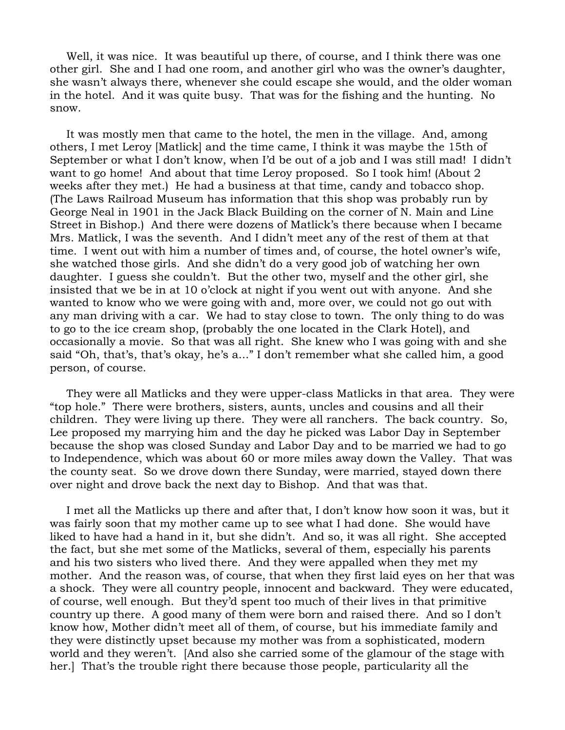Well, it was nice. It was beautiful up there, of course, and I think there was one other girl. She and I had one room, and another girl who was the owner's daughter, she wasn't always there, whenever she could escape she would, and the older woman in the hotel. And it was quite busy. That was for the fishing and the hunting. No snow.

It was mostly men that came to the hotel, the men in the village. And, among others, I met Leroy [Matlick] and the time came, I think it was maybe the 15th of September or what I don't know, when I'd be out of a job and I was still mad! I didn't want to go home! And about that time Leroy proposed. So I took him! (About 2 weeks after they met.) He had a business at that time, candy and tobacco shop. (The Laws Railroad Museum has information that this shop was probably run by George Neal in 1901 in the Jack Black Building on the corner of N. Main and Line Street in Bishop.) And there were dozens of Matlick's there because when I became Mrs. Matlick, I was the seventh. And I didn't meet any of the rest of them at that time. I went out with him a number of times and, of course, the hotel owner's wife, she watched those girls. And she didn't do a very good job of watching her own daughter. I guess she couldn't. But the other two, myself and the other girl, she insisted that we be in at 10 o'clock at night if you went out with anyone. And she wanted to know who we were going with and, more over, we could not go out with any man driving with a car. We had to stay close to town. The only thing to do was to go to the ice cream shop, (probably the one located in the Clark Hotel), and occasionally a movie. So that was all right. She knew who I was going with and she said "Oh, that's, that's okay, he's a..." I don't remember what she called him, a good person, of course.

They were all Matlicks and they were upper-class Matlicks in that area. They were "top hole." There were brothers, sisters, aunts, uncles and cousins and all their children. They were living up there. They were all ranchers. The back country. So, Lee proposed my marrying him and the day he picked was Labor Day in September because the shop was closed Sunday and Labor Day and to be married we had to go to Independence, which was about 60 or more miles away down the Valley. That was the county seat. So we drove down there Sunday, were married, stayed down there over night and drove back the next day to Bishop. And that was that.

I met all the Matlicks up there and after that, I don't know how soon it was, but it was fairly soon that my mother came up to see what I had done. She would have liked to have had a hand in it, but she didn't. And so, it was all right. She accepted the fact, but she met some of the Matlicks, several of them, especially his parents and his two sisters who lived there. And they were appalled when they met my mother. And the reason was, of course, that when they first laid eyes on her that was a shock. They were all country people, innocent and backward. They were educated, of course, well enough. But they'd spent too much of their lives in that primitive country up there. A good many of them were born and raised there. And so I don't know how, Mother didn't meet all of them, of course, but his immediate family and they were distinctly upset because my mother was from a sophisticated, modern world and they weren't. [And also she carried some of the glamour of the stage with her.] That's the trouble right there because those people, particularity all the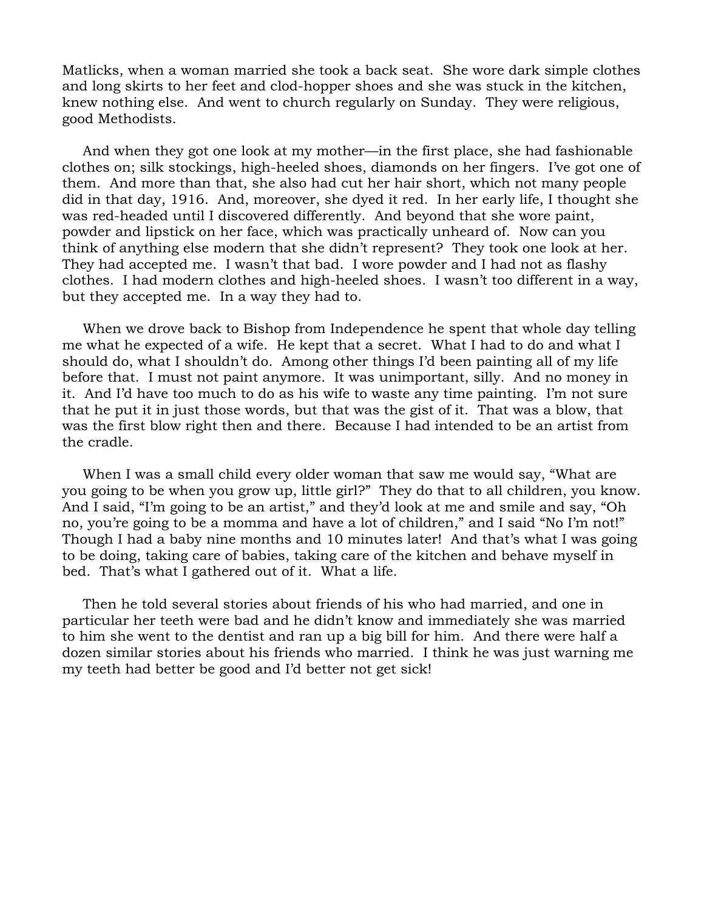Matlicks, when a woman married she took a back seat. She wore dark simple clothes and long skirts to her feet and clod-hopper shoes and she was stuck in the kitchen, knew nothing else. And went to church regularly on Sunday. They were religious, good Methodists.

And when they got one look at my mother—in the first place, she had fashionable clothes on; silk stockings, high-heeled shoes, diamonds on her fingers. I've got one of them. And more than that, she also had cut her hair short, which not many people did in that day, 1916. And, moreover, she dyed it red. In her early life, I thought she was red-headed until I discovered differently. And beyond that she wore paint, powder and lipstick on her face, which was practically unheard of. Now can you think of anything else modern that she didn't represent? They took one look at her. They had accepted me. I wasn't that bad. I wore powder and I had not as flashy clothes. I had modern clothes and high-heeled shoes. I wasn't too different in a way, but they accepted me. In a way they had to.

When we drove back to Bishop from Independence he spent that whole day telling me what he expected of a wife. He kept that a secret. What I had to do and what I should do, what I shouldn't do. Among other things I'd been painting all of my life before that. I must not paint anymore. It was unimportant, silly. And no money in it. And I'd have too much to do as his wife to waste any time painting. I'm not sure that he put it in just those words, but that was the gist of it. That was a blow, that was the first blow right then and there. Because I had intended to be an artist from the cradle.

When I was a small child every older woman that saw me would say, "What are you going to be when you grow up, little girl?" They do that to all children, you know. And I said, "I'm going to be an artist," and they'd look at me and smile and say, "Oh no, you're going to be a momma and have a lot of children," and I said "No I'm not!" Though I had a baby nine months and 10 minutes later! And that's what I was going to be doing, taking care of babies, taking care of the kitchen and behave myself in bed. That's what I gathered out of it. What a life.

Then he told several stories about friends of his who had married, and one in particular her teeth were bad and he didn't know and immediately she was married to him she went to the dentist and ran up a big bill for him. And there were half a dozen similar stories about his friends who married. I think he was just warning me my teeth had better be good and I'd better not get sick!